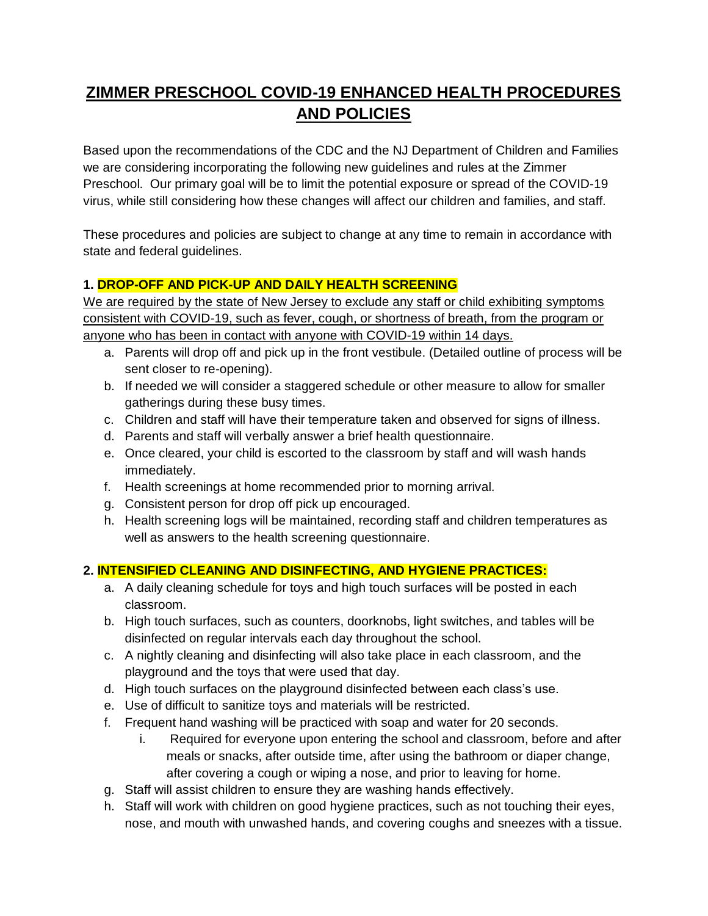# ZIMMER PRESCHOOL COVID-19 ENHANCED HEALTH PROCEDURES AND POLICIES

Based upon the recommendations of the CDC and the NJ Department of Children and Families we are considering incorporating the following new guidelines and rules at the Zimmer Preschool. Our primary goal will be to limit the potential exposure or spread of the COVID-19 virus, while still considering how these changes will affect our children and families, and staff.

These procedures and policies are subject to change at any time to remain in accordance with state and federal guidelines.

**1. DROP-OFF AND PICK-UP AND DAILY HEALTH SCREENING**

We are required by the state of New Jersey to exclude any staff or child exhibiting symptoms consistent with COVID-19, such as fever, cough, or shortness of breath, from the program or anyone who has been in contact with anyone with COVID-19 within 14 days.

a. Parents will drop off and pick up in the front vestibule. (Detailed outline of process will be sent closer to re-opening).
b. If needed we will consider a staggered schedule or other measure to allow for smaller gatherings during these busy times.
c. Children and staff will have their temperature taken and observed for signs of illness.
d. Parents and staff will verbally answer a brief health questionnaire.
e. Once cleared, your child is escorted to the classroom by staff and will wash hands immediately.
f. Health screenings at home recommended prior to morning arrival.
g. Consistent person for drop off pick up encouraged.
h. Health screening logs will be maintained, recording staff and children temperatures as well as answers to the health screening questionnaire.

**2. INTENSIFIED CLEANING AND DISINFECTING, AND HYGIENE PRACTICES:**

a. A daily cleaning schedule for toys and high touch surfaces will be posted in each classroom.
b. High touch surfaces, such as counters, doorknobs, light switches, and tables will be disinfected on regular intervals each day throughout the school.
c. A nightly cleaning and disinfecting will also take place in each classroom, and the playground and the toys that were used that day.
d. High touch surfaces on the playground disinfected between each class's use.
e. Use of difficult to sanitize toys and materials will be restricted.
f. Frequent hand washing will be practiced with soap and water for 20 seconds.
   i. Required for everyone upon entering the school and classroom, before and after meals or snacks, after outside time, after using the bathroom or diaper change, after covering a cough or wiping a nose, and prior to leaving for home.
g. Staff will assist children to ensure they are washing hands effectively.
h. Staff will work with children on good hygiene practices, such as not touching their eyes, nose, and mouth with unwashed hands, and covering coughs and sneezes with a tissue.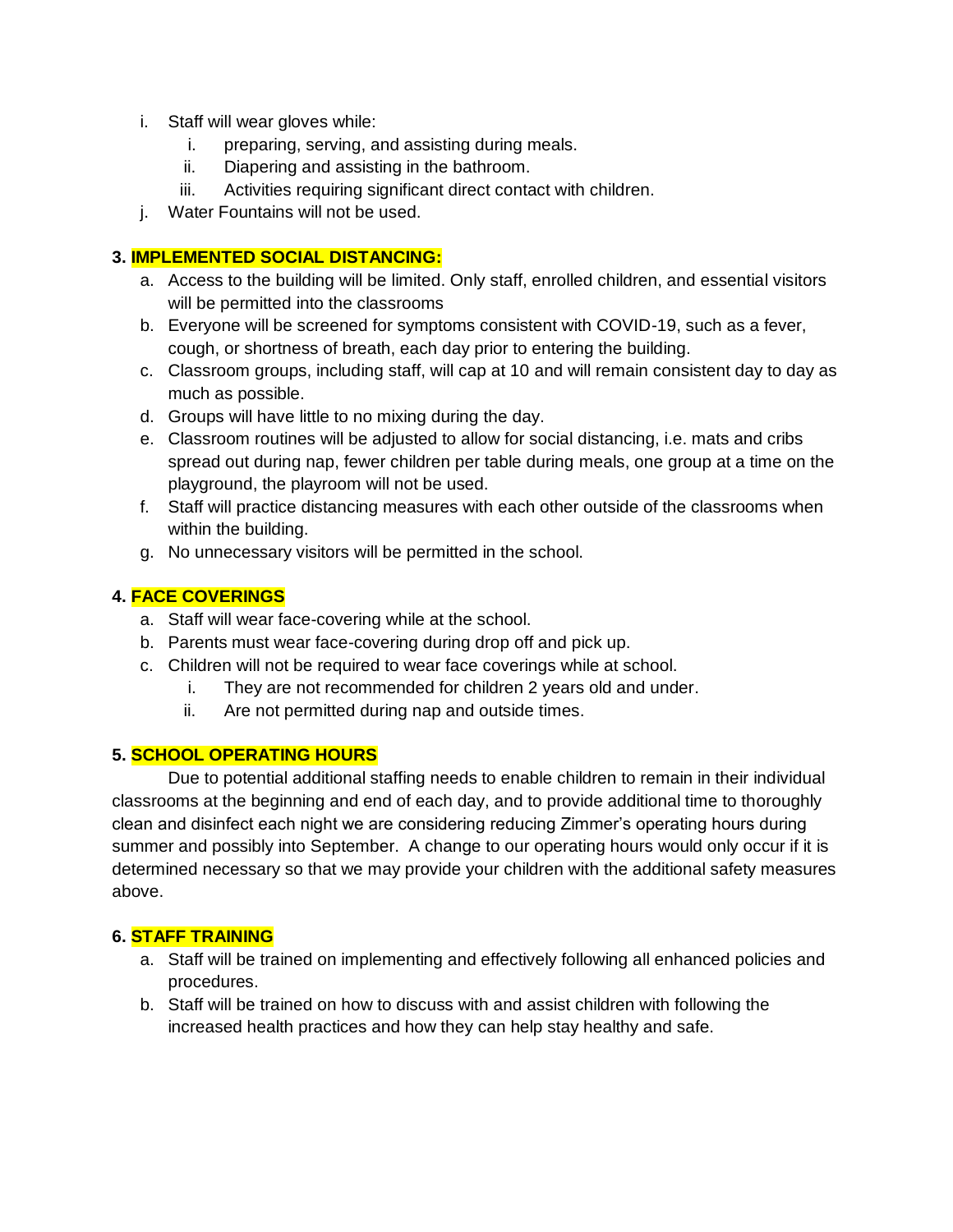i. Staff will wear gloves while:
    i. preparing, serving, and assisting during meals.
    ii. Diapering and assisting in the bathroom.
    iii. Activities requiring significant direct contact with children.

j. Water Fountains will not be used.

**3. IMPLEMENTED SOCIAL DISTANCING:**

a. Access to the building will be limited. Only staff, enrolled children, and essential visitors will be permitted into the classrooms

b. Everyone will be screened for symptoms consistent with COVID-19, such as a fever, cough, or shortness of breath, each day prior to entering the building.

c. Classroom groups, including staff, will cap at 10 and will remain consistent day to day as much as possible.

d. Groups will have little to no mixing during the day.

e. Classroom routines will be adjusted to allow for social distancing, i.e. mats and cribs spread out during nap, fewer children per table during meals, one group at a time on the playground, the playroom will not be used.

f. Staff will practice distancing measures with each other outside of the classrooms when within the building.

g. No unnecessary visitors will be permitted in the school.

**4. FACE COVERINGS**

a. Staff will wear face-covering while at the school.

b. Parents must wear face-covering during drop off and pick up.

c. Children will not be required to wear face coverings while at school.
    i. They are not recommended for children 2 years old and under.
    ii. Are not permitted during nap and outside times.

**5. SCHOOL OPERATING HOURS**

Due to potential additional staffing needs to enable children to remain in their individual classrooms at the beginning and end of each day, and to provide additional time to thoroughly clean and disinfect each night we are considering reducing Zimmer's operating hours during summer and possibly into September. A change to our operating hours would only occur if it is determined necessary so that we may provide your children with the additional safety measures above.

**6. STAFF TRAINING**

a. Staff will be trained on implementing and effectively following all enhanced policies and procedures.

b. Staff will be trained on how to discuss with and assist children with following the increased health practices and how they can help stay healthy and safe.